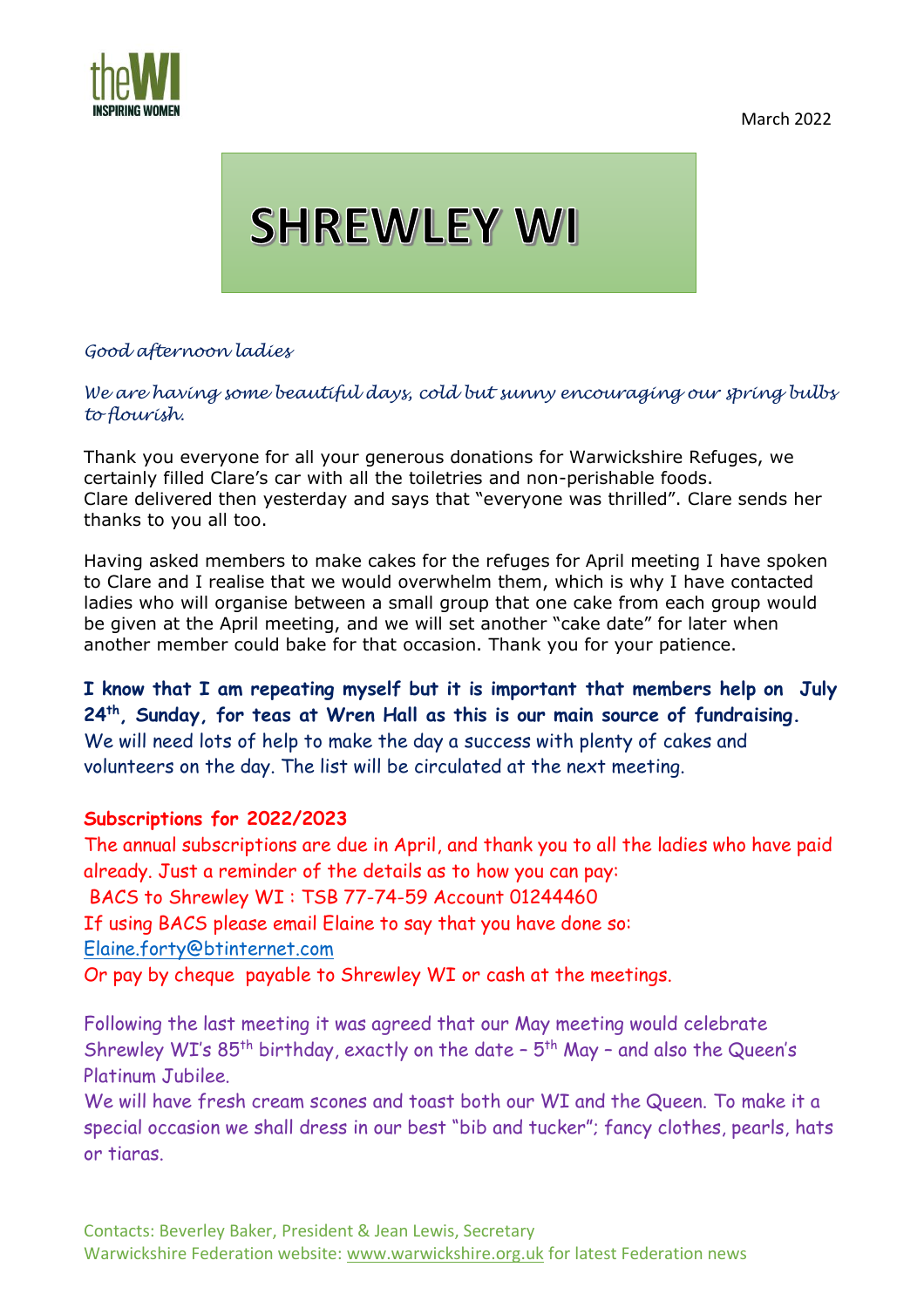March 2022

# SHREWLEY WI

*Good afternoon ladies*

*We are having some beautiful days, cold but sunny encouraging our spring bulbs to flourish.*

Thank you everyone for all your generous donations for Warwickshire Refuges, we certainly filled Clare's car with all the toiletries and non-perishable foods. Clare delivered then yesterday and says that "everyone was thrilled". Clare sends her thanks to you all too.

Having asked members to make cakes for the refuges for April meeting I have spoken to Clare and I realise that we would overwhelm them, which is why I have contacted ladies who will organise between a small group that one cake from each group would be given at the April meeting, and we will set another "cake date" for later when another member could bake for that occasion. Thank you for your patience.

**I know that I am repeating myself but it is important that members help on July 24th, Sunday, for teas at Wren Hall as this is our main source of fundraising.** We will need lots of help to make the day a success with plenty of cakes and volunteers on the day. The list will be circulated at the next meeting.

**Subscriptions for 2022/2023**

The annual subscriptions are due in April, and thank you to all the ladies who have paid already. Just a reminder of the details as to how you can pay:
BACS to Shrewley WI : TSB 77-74-59 Account 01244460
If using BACS please email Elaine to say that you have done so:
Elaine.forty@btinternet.com
Or pay by cheque payable to Shrewley WI or cash at the meetings.

Following the last meeting it was agreed that our May meeting would celebrate Shrewley WI's 85th birthday, exactly on the date – 5th May – and also the Queen's Platinum Jubilee.
We will have fresh cream scones and toast both our WI and the Queen. To make it a special occasion we shall dress in our best "bib and tucker"; fancy clothes, pearls, hats or tiaras.

Contacts: Beverley Baker, President & Jean Lewis, Secretary
Warwickshire Federation website: www.warwickshire.org.uk for latest Federation news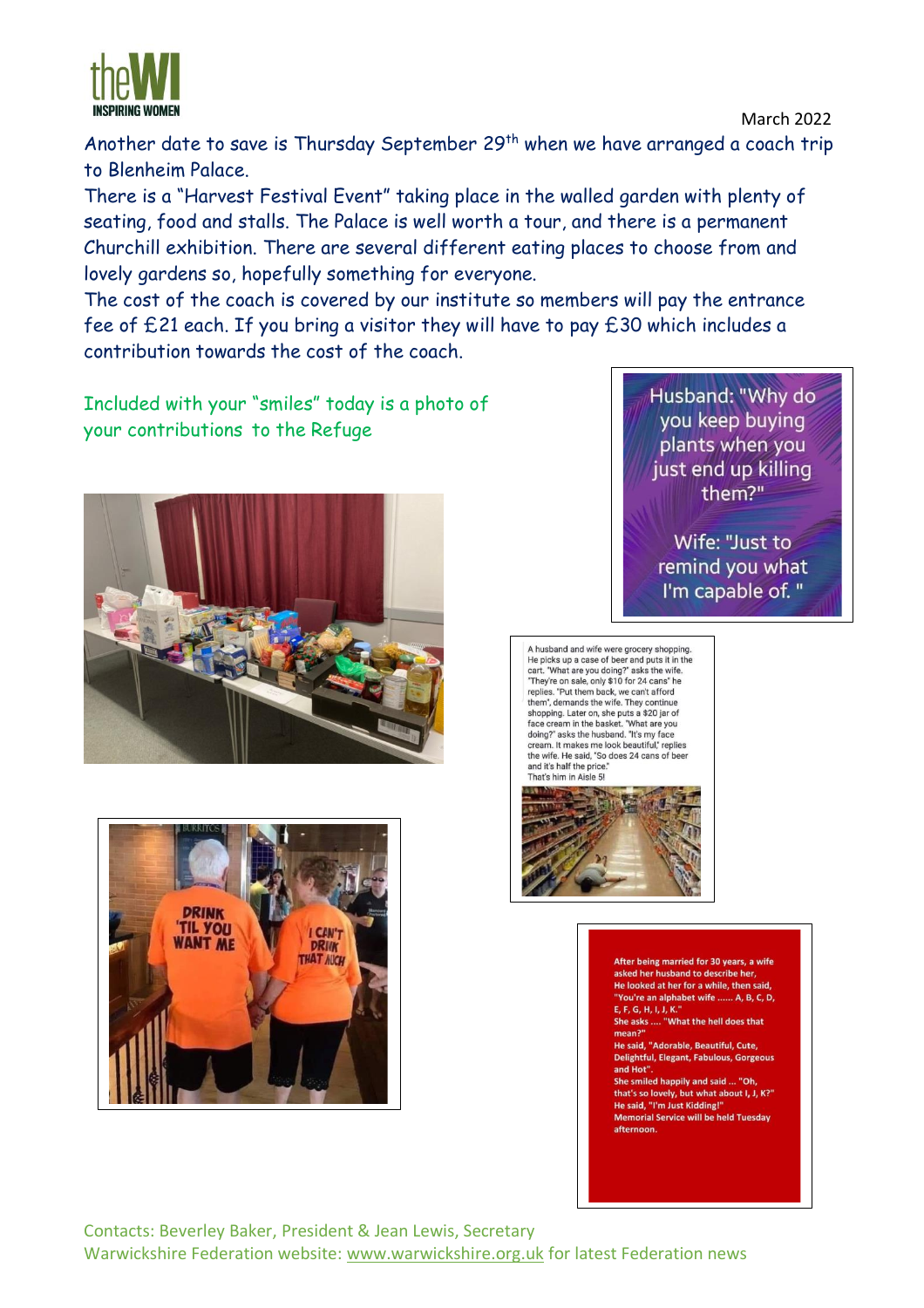March 2022

Another date to save is Thursday September 29th when we have arranged a coach trip to Blenheim Palace.

There is a "Harvest Festival Event" taking place in the walled garden with plenty of seating, food and stalls. The Palace is well worth a tour, and there is a permanent Churchill exhibition. There are several different eating places to choose from and lovely gardens so, hopefully something for everyone.

The cost of the coach is covered by our institute so members will pay the entrance fee of £21 each. If you bring a visitor they will have to pay £30 which includes a contribution towards the cost of the coach.

Included with your "smiles" today is a photo of your contributions to the Refuge

Husband: "Why do you keep buying plants when you just end up killing them?"

Wife: "Just to remind you what I'm capable of. "

A husband and wife were grocery shopping. He picks up a case of beer and puts it in the cart. "What are you doing?" asks the wife. "They're on sale, only $10 for 24 cans" he replies. "Put them back, we can't afford them", demands the wife. They continue shopping. Later on, she puts a $20 jar of face cream in the basket. "What are you doing?" asks the husband. "It's my face cream. It makes me look beautiful," replies the wife. He said, "So does 24 cans of beer and it's half the price." That's him in Aisle 5!

After being married for 30 years, a wife asked her husband to describe her, He looked at her for a while, then said, "You're an alphabet wife ...... A, B, C, D, E, F, G, H, I, J, K."
She asks .... "What the hell does that mean?"
He said, "Adorable, Beautiful, Cute, Delightful, Elegant, Fabulous, Gorgeous and Hot".
She smiled happily and said ... "Oh, that's so lovely, but what about I, J, K?"
He said, "I'm Just Kidding!"
Memorial Service will be held Tuesday afternoon.

Contacts: Beverley Baker, President & Jean Lewis, Secretary
Warwickshire Federation website: www.warwickshire.org.uk for latest Federation news